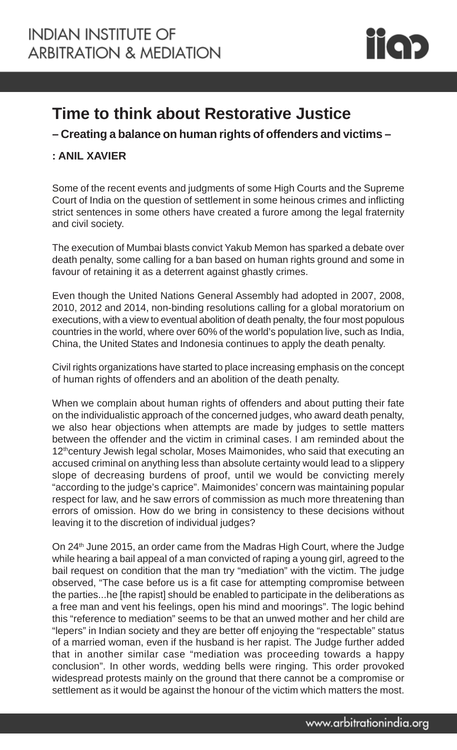# Time to think about Restorative Justice

## – Creating a balance on human rights of offenders and victims –

**: ANIL XAVIER**

Some of the recent events and judgments of some High Courts and the Supreme Court of India on the question of settlement in some heinous crimes and inflicting strict sentences in some others have created a furore among the legal fraternity and civil society.

The execution of Mumbai blasts convict Yakub Memon has sparked a debate over death penalty, some calling for a ban based on human rights ground and some in favour of retaining it as a deterrent against ghastly crimes.

Even though the United Nations General Assembly had adopted in 2007, 2008, 2010, 2012 and 2014, non-binding resolutions calling for a global moratorium on executions, with a view to eventual abolition of death penalty, the four most populous countries in the world, where over 60% of the world's population live, such as India, China, the United States and Indonesia continues to apply the death penalty.

Civil rights organizations have started to place increasing emphasis on the concept of human rights of offenders and an abolition of the death penalty.

When we complain about human rights of offenders and about putting their fate on the individualistic approach of the concerned judges, who award death penalty, we also hear objections when attempts are made by judges to settle matters between the offender and the victim in criminal cases. I am reminded about the 12th century Jewish legal scholar, Moses Maimonides, who said that executing an accused criminal on anything less than absolute certainty would lead to a slippery slope of decreasing burdens of proof, until we would be convicting merely "according to the judge's caprice". Maimonides' concern was maintaining popular respect for law, and he saw errors of commission as much more threatening than errors of omission. How do we bring in consistency to these decisions without leaving it to the discretion of individual judges?

On 24th June 2015, an order came from the Madras High Court, where the Judge while hearing a bail appeal of a man convicted of raping a young girl, agreed to the bail request on condition that the man try "mediation" with the victim. The judge observed, "The case before us is a fit case for attempting compromise between the parties...he [the rapist] should be enabled to participate in the deliberations as a free man and vent his feelings, open his mind and moorings". The logic behind this "reference to mediation" seems to be that an unwed mother and her child are "lepers" in Indian society and they are better off enjoying the "respectable" status of a married woman, even if the husband is her rapist. The Judge further added that in another similar case "mediation was proceeding towards a happy conclusion". In other words, wedding bells were ringing. This order provoked widespread protests mainly on the ground that there cannot be a compromise or settlement as it would be against the honour of the victim which matters the most.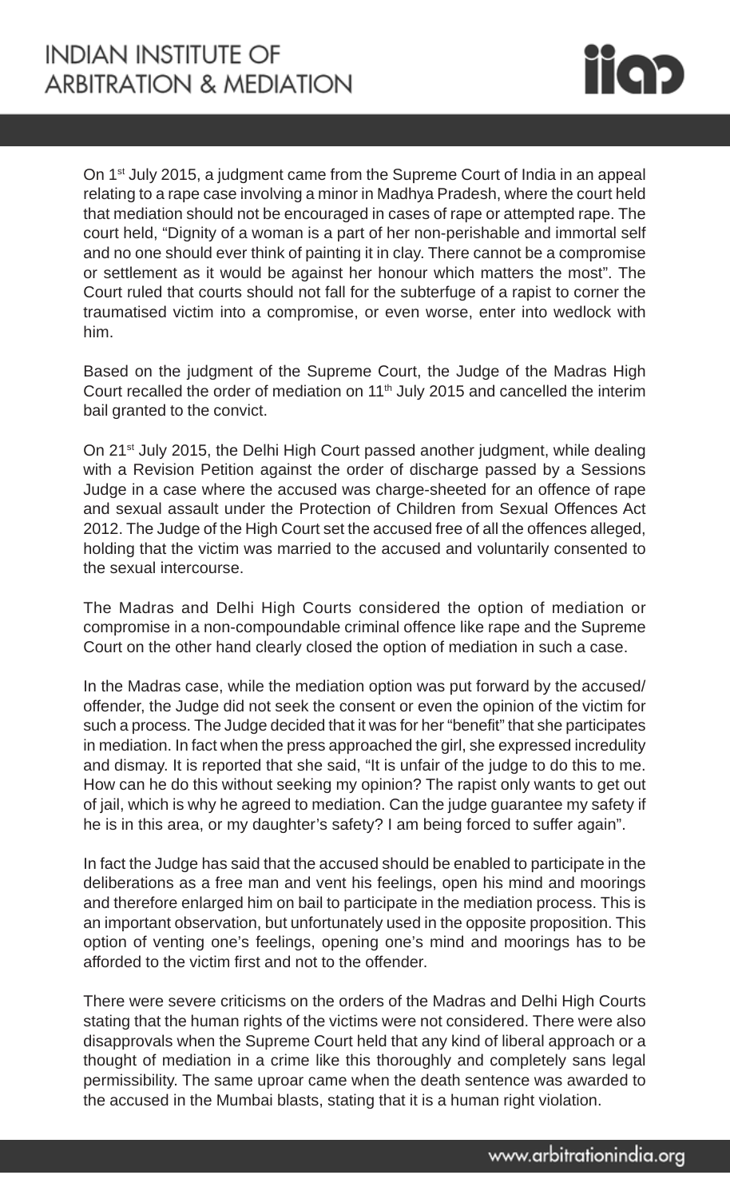On 1st July 2015, a judgment came from the Supreme Court of India in an appeal relating to a rape case involving a minor in Madhya Pradesh, where the court held that mediation should not be encouraged in cases of rape or attempted rape. The court held, "Dignity of a woman is a part of her non-perishable and immortal self and no one should ever think of painting it in clay. There cannot be a compromise or settlement as it would be against her honour which matters the most". The Court ruled that courts should not fall for the subterfuge of a rapist to corner the traumatised victim into a compromise, or even worse, enter into wedlock with him.

Based on the judgment of the Supreme Court, the Judge of the Madras High Court recalled the order of mediation on 11th July 2015 and cancelled the interim bail granted to the convict.

On 21st July 2015, the Delhi High Court passed another judgment, while dealing with a Revision Petition against the order of discharge passed by a Sessions Judge in a case where the accused was charge-sheeted for an offence of rape and sexual assault under the Protection of Children from Sexual Offences Act 2012. The Judge of the High Court set the accused free of all the offences alleged, holding that the victim was married to the accused and voluntarily consented to the sexual intercourse.

The Madras and Delhi High Courts considered the option of mediation or compromise in a non-compoundable criminal offence like rape and the Supreme Court on the other hand clearly closed the option of mediation in such a case.

In the Madras case, while the mediation option was put forward by the accused/ offender, the Judge did not seek the consent or even the opinion of the victim for such a process. The Judge decided that it was for her "benefit" that she participates in mediation. In fact when the press approached the girl, she expressed incredulity and dismay. It is reported that she said, "It is unfair of the judge to do this to me. How can he do this without seeking my opinion? The rapist only wants to get out of jail, which is why he agreed to mediation. Can the judge guarantee my safety if he is in this area, or my daughter's safety? I am being forced to suffer again".

In fact the Judge has said that the accused should be enabled to participate in the deliberations as a free man and vent his feelings, open his mind and moorings and therefore enlarged him on bail to participate in the mediation process. This is an important observation, but unfortunately used in the opposite proposition. This option of venting one's feelings, opening one's mind and moorings has to be afforded to the victim first and not to the offender.

There were severe criticisms on the orders of the Madras and Delhi High Courts stating that the human rights of the victims were not considered. There were also disapprovals when the Supreme Court held that any kind of liberal approach or a thought of mediation in a crime like this thoroughly and completely sans legal permissibility. The same uproar came when the death sentence was awarded to the accused in the Mumbai blasts, stating that it is a human right violation.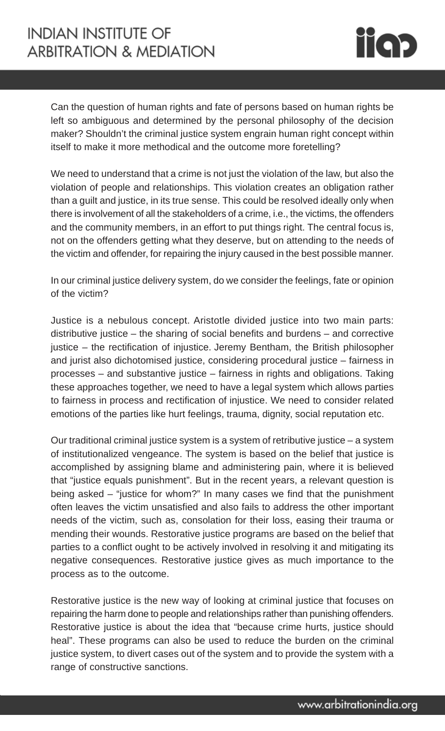Can the question of human rights and fate of persons based on human rights be left so ambiguous and determined by the personal philosophy of the decision maker? Shouldn't the criminal justice system engrain human right concept within itself to make it more methodical and the outcome more foretelling?

We need to understand that a crime is not just the violation of the law, but also the violation of people and relationships. This violation creates an obligation rather than a guilt and justice, in its true sense. This could be resolved ideally only when there is involvement of all the stakeholders of a crime, i.e., the victims, the offenders and the community members, in an effort to put things right. The central focus is, not on the offenders getting what they deserve, but on attending to the needs of the victim and offender, for repairing the injury caused in the best possible manner.

In our criminal justice delivery system, do we consider the feelings, fate or opinion of the victim?

Justice is a nebulous concept. Aristotle divided justice into two main parts: distributive justice – the sharing of social benefits and burdens – and corrective justice – the rectification of injustice. Jeremy Bentham, the British philosopher and jurist also dichotomised justice, considering procedural justice – fairness in processes – and substantive justice – fairness in rights and obligations. Taking these approaches together, we need to have a legal system which allows parties to fairness in process and rectification of injustice. We need to consider related emotions of the parties like hurt feelings, trauma, dignity, social reputation etc.

Our traditional criminal justice system is a system of retributive justice – a system of institutionalized vengeance. The system is based on the belief that justice is accomplished by assigning blame and administering pain, where it is believed that "justice equals punishment". But in the recent years, a relevant question is being asked – "justice for whom?" In many cases we find that the punishment often leaves the victim unsatisfied and also fails to address the other important needs of the victim, such as, consolation for their loss, easing their trauma or mending their wounds. Restorative justice programs are based on the belief that parties to a conflict ought to be actively involved in resolving it and mitigating its negative consequences. Restorative justice gives as much importance to the process as to the outcome.

Restorative justice is the new way of looking at criminal justice that focuses on repairing the harm done to people and relationships rather than punishing offenders. Restorative justice is about the idea that "because crime hurts, justice should heal". These programs can also be used to reduce the burden on the criminal justice system, to divert cases out of the system and to provide the system with a range of constructive sanctions.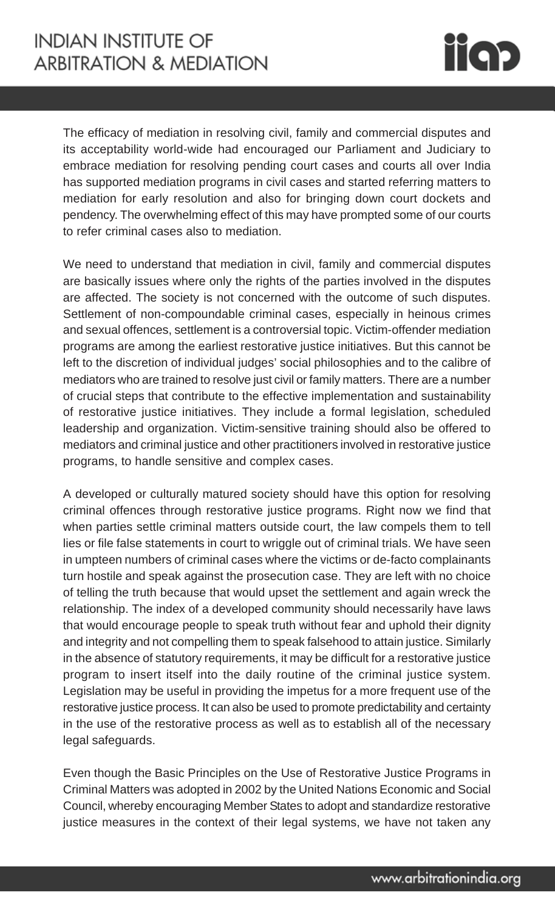The efficacy of mediation in resolving civil, family and commercial disputes and its acceptability world-wide had encouraged our Parliament and Judiciary to embrace mediation for resolving pending court cases and courts all over India has supported mediation programs in civil cases and started referring matters to mediation for early resolution and also for bringing down court dockets and pendency. The overwhelming effect of this may have prompted some of our courts to refer criminal cases also to mediation.

We need to understand that mediation in civil, family and commercial disputes are basically issues where only the rights of the parties involved in the disputes are affected. The society is not concerned with the outcome of such disputes. Settlement of non-compoundable criminal cases, especially in heinous crimes and sexual offences, settlement is a controversial topic. Victim-offender mediation programs are among the earliest restorative justice initiatives. But this cannot be left to the discretion of individual judges' social philosophies and to the calibre of mediators who are trained to resolve just civil or family matters. There are a number of crucial steps that contribute to the effective implementation and sustainability of restorative justice initiatives. They include a formal legislation, scheduled leadership and organization. Victim-sensitive training should also be offered to mediators and criminal justice and other practitioners involved in restorative justice programs, to handle sensitive and complex cases.

A developed or culturally matured society should have this option for resolving criminal offences through restorative justice programs. Right now we find that when parties settle criminal matters outside court, the law compels them to tell lies or file false statements in court to wriggle out of criminal trials. We have seen in umpteen numbers of criminal cases where the victims or de-facto complainants turn hostile and speak against the prosecution case. They are left with no choice of telling the truth because that would upset the settlement and again wreck the relationship. The index of a developed community should necessarily have laws that would encourage people to speak truth without fear and uphold their dignity and integrity and not compelling them to speak falsehood to attain justice. Similarly in the absence of statutory requirements, it may be difficult for a restorative justice program to insert itself into the daily routine of the criminal justice system. Legislation may be useful in providing the impetus for a more frequent use of the restorative justice process. It can also be used to promote predictability and certainty in the use of the restorative process as well as to establish all of the necessary legal safeguards.

Even though the Basic Principles on the Use of Restorative Justice Programs in Criminal Matters was adopted in 2002 by the United Nations Economic and Social Council, whereby encouraging Member States to adopt and standardize restorative justice measures in the context of their legal systems, we have not taken any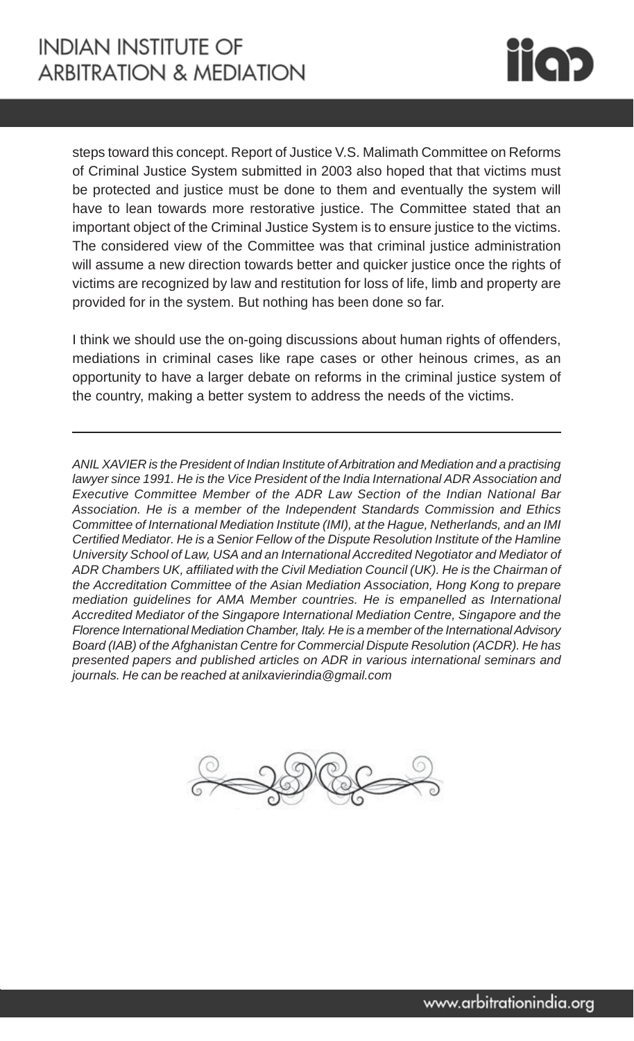steps toward this concept. Report of Justice V.S. Malimath Committee on Reforms of Criminal Justice System submitted in 2003 also hoped that that victims must be protected and justice must be done to them and eventually the system will have to lean towards more restorative justice. The Committee stated that an important object of the Criminal Justice System is to ensure justice to the victims. The considered view of the Committee was that criminal justice administration will assume a new direction towards better and quicker justice once the rights of victims are recognized by law and restitution for loss of life, limb and property are provided for in the system. But nothing has been done so far.

I think we should use the on-going discussions about human rights of offenders, mediations in criminal cases like rape cases or other heinous crimes, as an opportunity to have a larger debate on reforms in the criminal justice system of the country, making a better system to address the needs of the victims.

---

*ANIL XAVIER is the President of Indian Institute of Arbitration and Mediation and a practising lawyer since 1991. He is the Vice President of the India International ADR Association and Executive Committee Member of the ADR Law Section of the Indian National Bar Association. He is a member of the Independent Standards Commission and Ethics Committee of International Mediation Institute (IMI), at the Hague, Netherlands, and an IMI Certified Mediator. He is a Senior Fellow of the Dispute Resolution Institute of the Hamline University School of Law, USA and an International Accredited Negotiator and Mediator of ADR Chambers UK, affiliated with the Civil Mediation Council (UK). He is the Chairman of the Accreditation Committee of the Asian Mediation Association, Hong Kong to prepare mediation guidelines for AMA Member countries. He is empanelled as International Accredited Mediator of the Singapore International Mediation Centre, Singapore and the Florence International Mediation Chamber, Italy. He is a member of the International Advisory Board (IAB) of the Afghanistan Centre for Commercial Dispute Resolution (ACDR). He has presented papers and published articles on ADR in various international seminars and journals. He can be reached at anilxavierindia@gmail.com*